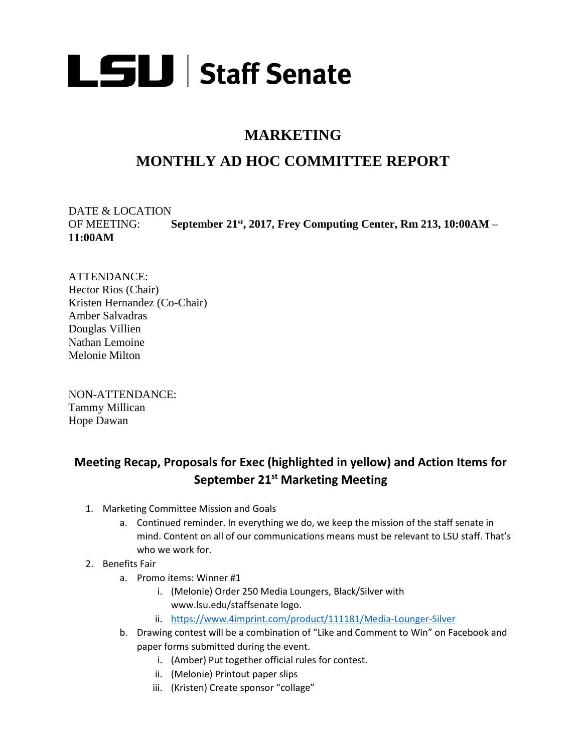# LSU | Staff Senate

## MARKETING

## MONTHLY AD HOC COMMITTEE REPORT

DATE & LOCATION
OF MEETING: **September 21st, 2017, Frey Computing Center, Rm 213, 10:00AM – 11:00AM**

ATTENDANCE:
Hector Rios (Chair)
Kristen Hernandez (Co-Chair)
Amber Salvadras
Douglas Villien
Nathan Lemoine
Melonie Milton

NON-ATTENDANCE:
Tammy Millican
Hope Dawan

### Meeting Recap, Proposals for Exec (highlighted in yellow) and Action Items for September 21st Marketing Meeting

1. Marketing Committee Mission and Goals
   a. Continued reminder. In everything we do, we keep the mission of the staff senate in mind. Content on all of our communications means must be relevant to LSU staff. That's who we work for.
2. Benefits Fair
   a. Promo items: Winner #1
      i. (Melonie) Order 250 Media Loungers, Black/Silver with www.lsu.edu/staffsenate logo.
      ii. https://www.4imprint.com/product/111181/Media-Lounger-Silver
   b. Drawing contest will be a combination of "Like and Comment to Win" on Facebook and paper forms submitted during the event.
      i. (Amber) Put together official rules for contest.
      ii. (Melonie) Printout paper slips
      iii. (Kristen) Create sponsor "collage"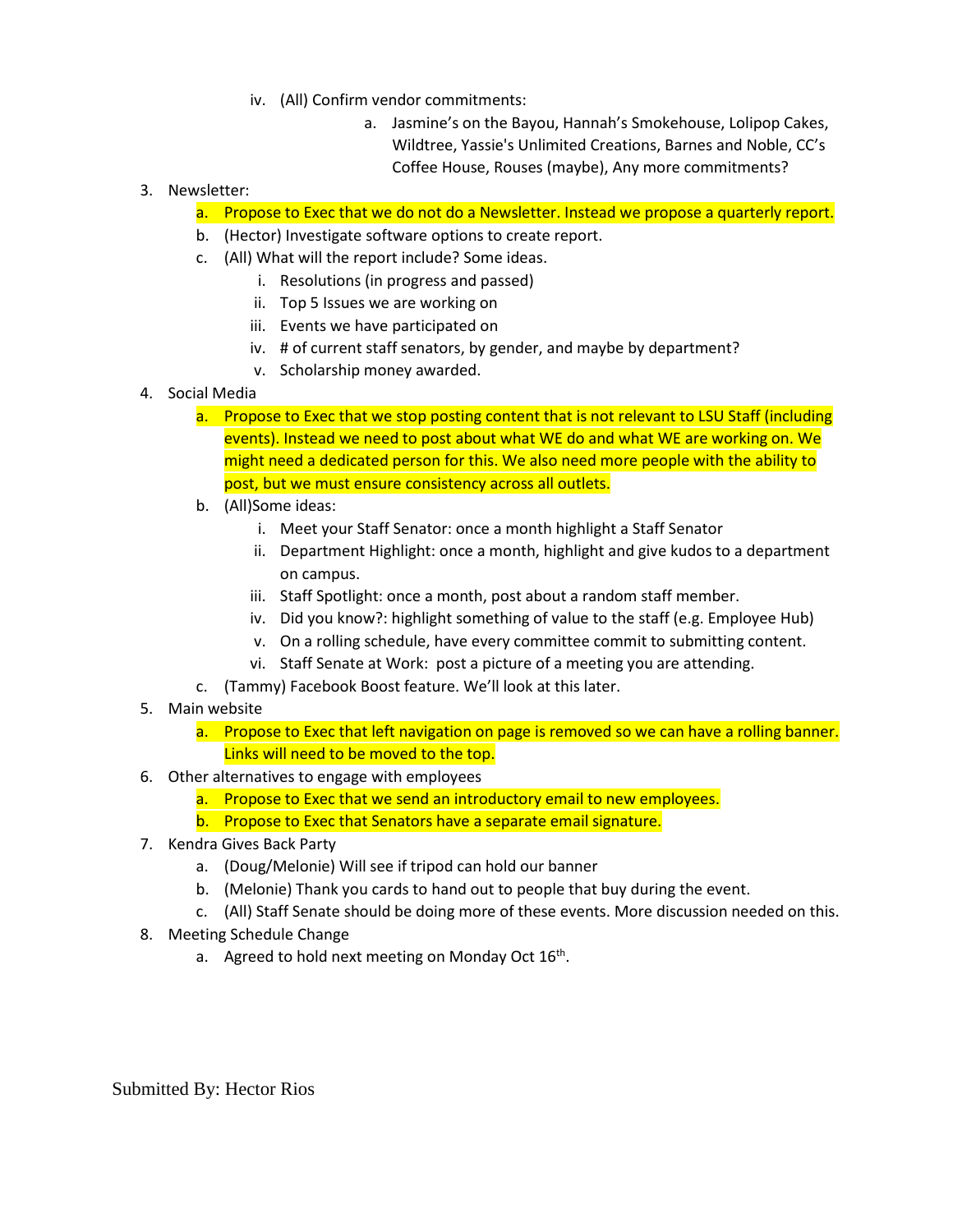iv. (All) Confirm vendor commitments:

   a. Jasmine's on the Bayou, Hannah's Smokehouse, Lolipop Cakes, Wildtree, Yassie's Unlimited Creations, Barnes and Noble, CC's Coffee House, Rouses (maybe), Any more commitments?

3. Newsletter:
   a. Propose to Exec that we do not do a Newsletter. Instead we propose a quarterly report.
   b. (Hector) Investigate software options to create report.
   c. (All) What will the report include? Some ideas.
      i. Resolutions (in progress and passed)
      ii. Top 5 Issues we are working on
      iii. Events we have participated on
      iv. # of current staff senators, by gender, and maybe by department?
      v. Scholarship money awarded.
4. Social Media
   a. Propose to Exec that we stop posting content that is not relevant to LSU Staff (including events). Instead we need to post about what WE do and what WE are working on. We might need a dedicated person for this. We also need more people with the ability to post, but we must ensure consistency across all outlets.
   b. (All)Some ideas:
      i. Meet your Staff Senator: once a month highlight a Staff Senator
      ii. Department Highlight: once a month, highlight and give kudos to a department on campus.
      iii. Staff Spotlight: once a month, post about a random staff member.
      iv. Did you know?: highlight something of value to the staff (e.g. Employee Hub)
      v. On a rolling schedule, have every committee commit to submitting content.
      vi. Staff Senate at Work: post a picture of a meeting you are attending.
   c. (Tammy) Facebook Boost feature. We'll look at this later.
5. Main website
   a. Propose to Exec that left navigation on page is removed so we can have a rolling banner. Links will need to be moved to the top.
6. Other alternatives to engage with employees
   a. Propose to Exec that we send an introductory email to new employees.
   b. Propose to Exec that Senators have a separate email signature.
7. Kendra Gives Back Party
   a. (Doug/Melonie) Will see if tripod can hold our banner
   b. (Melonie) Thank you cards to hand out to people that buy during the event.
   c. (All) Staff Senate should be doing more of these events. More discussion needed on this.
8. Meeting Schedule Change
   a. Agreed to hold next meeting on Monday Oct 16th.

Submitted By: Hector Rios